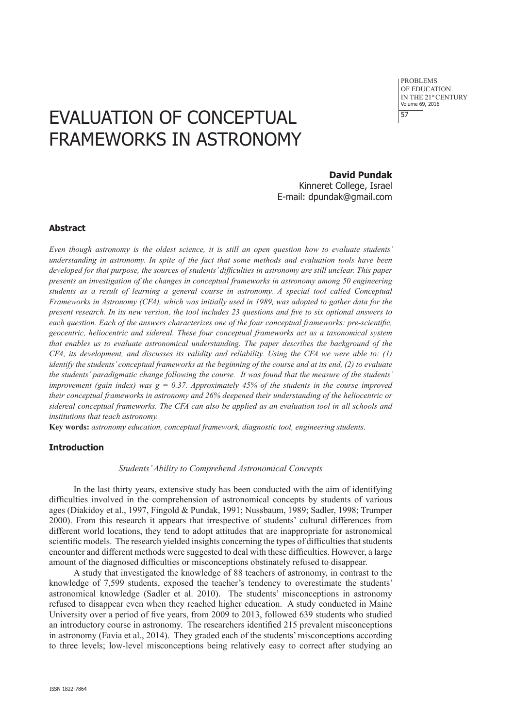# EVALUATION OF CONCEPTUAL FRAMEWORKS IN ASTRONOMY

**David Pundak**
Kinneret College, Israel
E-mail: dpundak@gmail.com

### Abstract

*Even though astronomy is the oldest science, it is still an open question how to evaluate students' understanding in astronomy. In spite of the fact that some methods and evaluation tools have been developed for that purpose, the sources of students' difficulties in astronomy are still unclear. This paper presents an investigation of the changes in conceptual frameworks in astronomy among 50 engineering students as a result of learning a general course in astronomy. A special tool called Conceptual Frameworks in Astronomy (CFA), which was initially used in 1989, was adopted to gather data for the present research. In its new version, the tool includes 23 questions and five to six optional answers to each question. Each of the answers characterizes one of the four conceptual frameworks: pre-scientific, geocentric, heliocentric and sidereal. These four conceptual frameworks act as a taxonomical system that enables us to evaluate astronomical understanding. The paper describes the background of the CFA, its development, and discusses its validity and reliability. Using the CFA we were able to: (1) identify the students' conceptual frameworks at the beginning of the course and at its end, (2) to evaluate the students' paradigmatic change following the course. It was found that the measure of the students' improvement (gain index) was g = 0.37. Approximately 45% of the students in the course improved their conceptual frameworks in astronomy and 26% deepened their understanding of the heliocentric or sidereal conceptual frameworks. The CFA can also be applied as an evaluation tool in all schools and institutions that teach astronomy.*

**Key words:** *astronomy education, conceptual framework, diagnostic tool, engineering students*.

### Introduction

#### *Students' Ability to Comprehend Astronomical Concepts*

In the last thirty years, extensive study has been conducted with the aim of identifying difficulties involved in the comprehension of astronomical concepts by students of various ages (Diakidoy et al., 1997, Fingold & Pundak, 1991; Nussbaum, 1989; Sadler, 1998; Trumper 2000). From this research it appears that irrespective of students' cultural differences from different world locations, they tend to adopt attitudes that are inappropriate for astronomical scientific models. The research yielded insights concerning the types of difficulties that students encounter and different methods were suggested to deal with these difficulties. However, a large amount of the diagnosed difficulties or misconceptions obstinately refused to disappear.

A study that investigated the knowledge of 88 teachers of astronomy, in contrast to the knowledge of 7,599 students, exposed the teacher's tendency to overestimate the students' astronomical knowledge (Sadler et al. 2010). The students' misconceptions in astronomy refused to disappear even when they reached higher education. A study conducted in Maine University over a period of five years, from 2009 to 2013, followed 639 students who studied an introductory course in astronomy. The researchers identified 215 prevalent misconceptions in astronomy (Favia et al., 2014). They graded each of the students' misconceptions according to three levels; low-level misconceptions being relatively easy to correct after studying an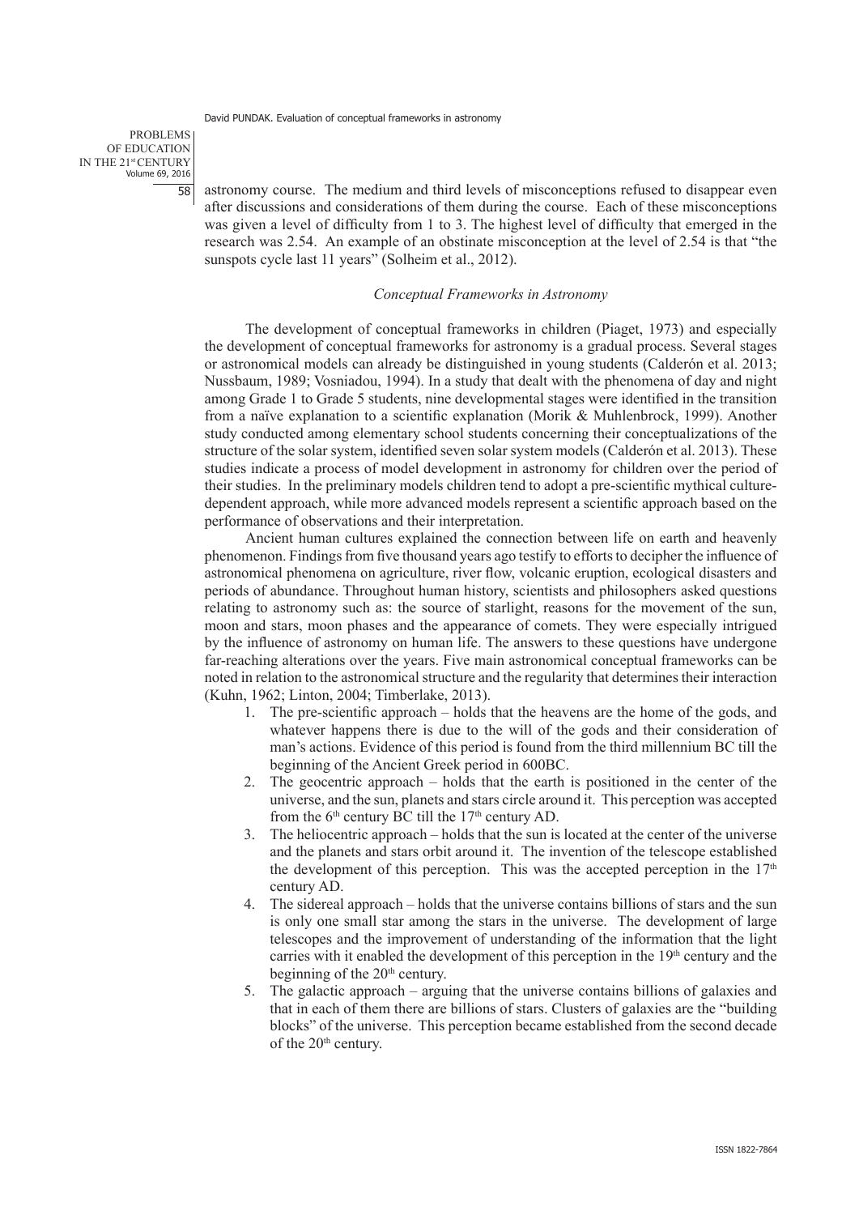astronomy course. The medium and third levels of misconceptions refused to disappear even after discussions and considerations of them during the course. Each of these misconceptions was given a level of difficulty from 1 to 3. The highest level of difficulty that emerged in the research was 2.54. An example of an obstinate misconception at the level of 2.54 is that "the sunspots cycle last 11 years" (Solheim et al., 2012).

### *Conceptual Frameworks in Astronomy*

The development of conceptual frameworks in children (Piaget, 1973) and especially the development of conceptual frameworks for astronomy is a gradual process. Several stages or astronomical models can already be distinguished in young students (Calderón et al. 2013; Nussbaum, 1989; Vosniadou, 1994). In a study that dealt with the phenomena of day and night among Grade 1 to Grade 5 students, nine developmental stages were identified in the transition from a naïve explanation to a scientific explanation (Morik & Muhlenbrock, 1999). Another study conducted among elementary school students concerning their conceptualizations of the structure of the solar system, identified seven solar system models (Calderón et al. 2013). These studies indicate a process of model development in astronomy for children over the period of their studies. In the preliminary models children tend to adopt a pre-scientific mythical culture-dependent approach, while more advanced models represent a scientific approach based on the performance of observations and their interpretation.

Ancient human cultures explained the connection between life on earth and heavenly phenomenon. Findings from five thousand years ago testify to efforts to decipher the influence of astronomical phenomena on agriculture, river flow, volcanic eruption, ecological disasters and periods of abundance. Throughout human history, scientists and philosophers asked questions relating to astronomy such as: the source of starlight, reasons for the movement of the sun, moon and stars, moon phases and the appearance of comets. They were especially intrigued by the influence of astronomy on human life. The answers to these questions have undergone far-reaching alterations over the years. Five main astronomical conceptual frameworks can be noted in relation to the astronomical structure and the regularity that determines their interaction (Kuhn, 1962; Linton, 2004; Timberlake, 2013).

1. The pre-scientific approach – holds that the heavens are the home of the gods, and whatever happens there is due to the will of the gods and their consideration of man's actions. Evidence of this period is found from the third millennium BC till the beginning of the Ancient Greek period in 600BC.
2. The geocentric approach – holds that the earth is positioned in the center of the universe, and the sun, planets and stars circle around it. This perception was accepted from the 6th century BC till the 17th century AD.
3. The heliocentric approach – holds that the sun is located at the center of the universe and the planets and stars orbit around it. The invention of the telescope established the development of this perception. This was the accepted perception in the 17th century AD.
4. The sidereal approach – holds that the universe contains billions of stars and the sun is only one small star among the stars in the universe. The development of large telescopes and the improvement of understanding of the information that the light carries with it enabled the development of this perception in the 19th century and the beginning of the 20th century.
5. The galactic approach – arguing that the universe contains billions of galaxies and that in each of them there are billions of stars. Clusters of galaxies are the "building blocks" of the universe. This perception became established from the second decade of the 20th century.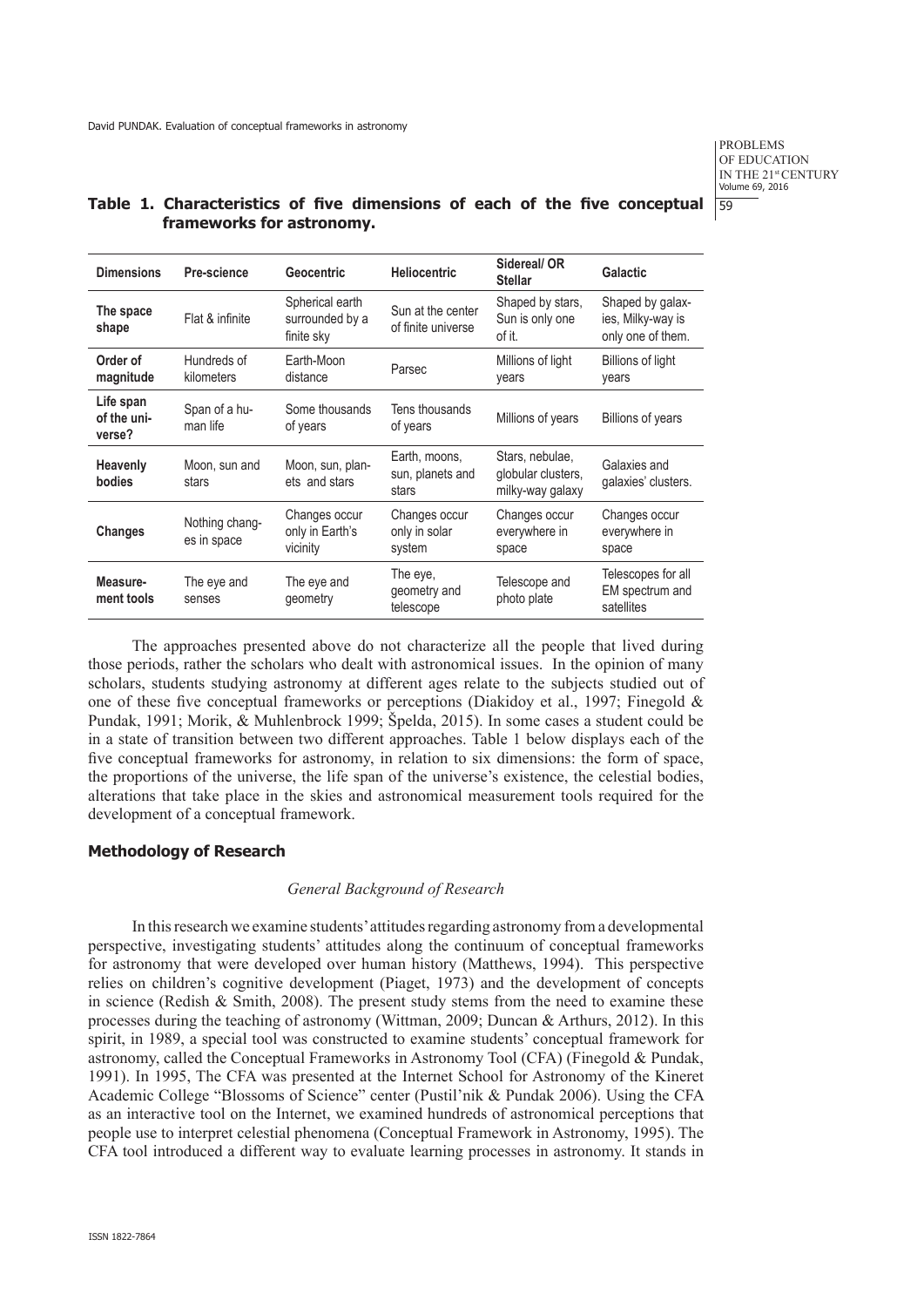**Table 1. Characteristics of five dimensions of each of the five conceptual frameworks for astronomy.**

| Dimensions | Pre-science | Geocentric | Heliocentric | Sidereal/ OR Stellar | Galactic |
|---|---|---|---|---|---|
| **The space shape** | Flat & infinite | Spherical earth surrounded by a finite sky | Sun at the center of finite universe | Shaped by stars, Sun is only one of it. | Shaped by galaxies, Milky-way is only one of them. |
| **Order of magnitude** | Hundreds of kilometers | Earth-Moon distance | Parsec | Millions of light years | Billions of light years |
| **Life span of the universe?** | Span of a human life | Some thousands of years | Tens thousands of years | Millions of years | Billions of years |
| **Heavenly bodies** | Moon, sun and stars | Moon, sun, planets and stars | Earth, moons, sun, planets and stars | Stars, nebulae, globular clusters, milky-way galaxy | Galaxies and galaxies' clusters. |
| **Changes** | Nothing changes in space | Changes occur only in Earth's vicinity | Changes occur only in solar system | Changes occur everywhere in space | Changes occur everywhere in space |
| **Measurement tools** | The eye and senses | The eye and geometry | The eye, geometry and telescope | Telescope and photo plate | Telescopes for all EM spectrum and satellites |

The approaches presented above do not characterize all the people that lived during those periods, rather the scholars who dealt with astronomical issues. In the opinion of many scholars, students studying astronomy at different ages relate to the subjects studied out of one of these five conceptual frameworks or perceptions (Diakidoy et al., 1997; Finegold & Pundak, 1991; Morik, & Muhlenbrock 1999; Špelda, 2015). In some cases a student could be in a state of transition between two different approaches. Table 1 below displays each of the five conceptual frameworks for astronomy, in relation to six dimensions: the form of space, the proportions of the universe, the life span of the universe's existence, the celestial bodies, alterations that take place in the skies and astronomical measurement tools required for the development of a conceptual framework.

## Methodology of Research

### *General Background of Research*

In this research we examine students' attitudes regarding astronomy from a developmental perspective, investigating students' attitudes along the continuum of conceptual frameworks for astronomy that were developed over human history (Matthews, 1994). This perspective relies on children's cognitive development (Piaget, 1973) and the development of concepts in science (Redish & Smith, 2008). The present study stems from the need to examine these processes during the teaching of astronomy (Wittman, 2009; Duncan & Arthurs, 2012). In this spirit, in 1989, a special tool was constructed to examine students' conceptual framework for astronomy, called the Conceptual Frameworks in Astronomy Tool (CFA) (Finegold & Pundak, 1991). In 1995, The CFA was presented at the Internet School for Astronomy of the Kineret Academic College "Blossoms of Science" center (Pustil'nik & Pundak 2006). Using the CFA as an interactive tool on the Internet, we examined hundreds of astronomical perceptions that people use to interpret celestial phenomena (Conceptual Framework in Astronomy, 1995). The CFA tool introduced a different way to evaluate learning processes in astronomy. It stands in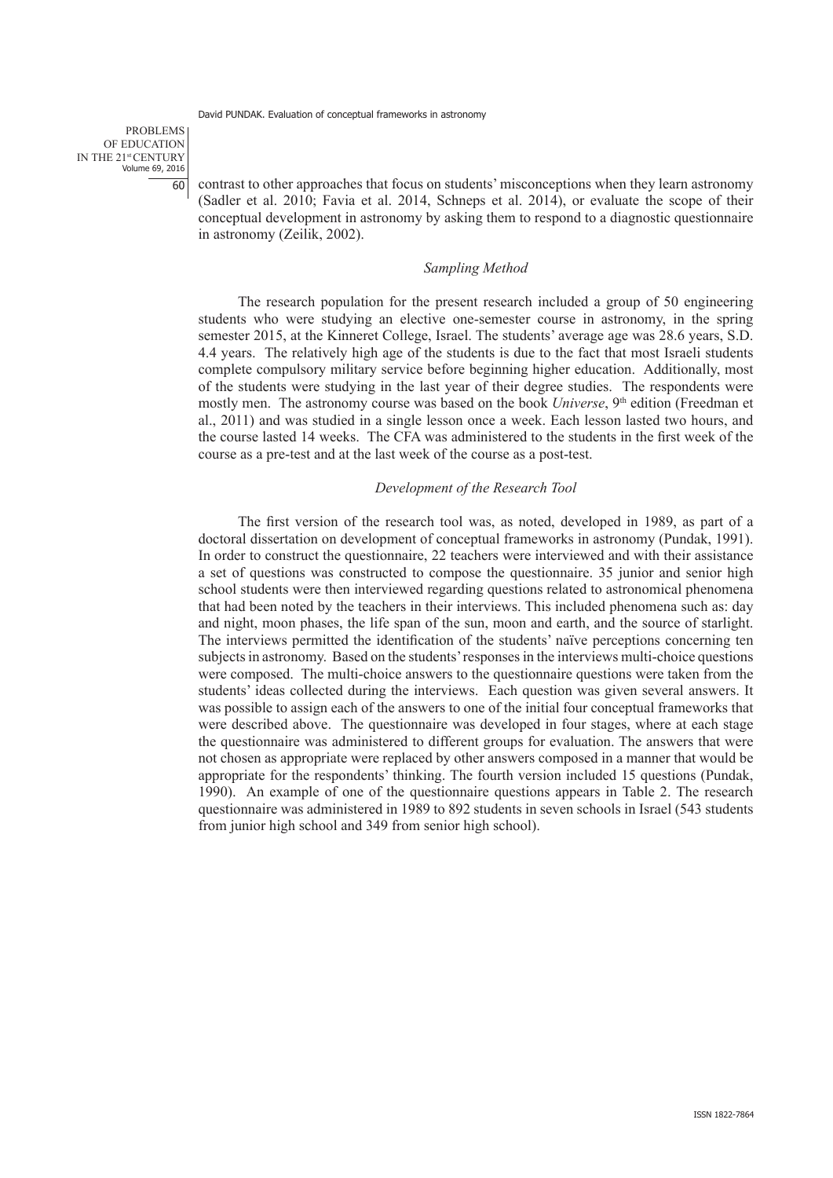contrast to other approaches that focus on students' misconceptions when they learn astronomy (Sadler et al. 2010; Favia et al. 2014, Schneps et al. 2014), or evaluate the scope of their conceptual development in astronomy by asking them to respond to a diagnostic questionnaire in astronomy (Zeilik, 2002).

### *Sampling Method*

The research population for the present research included a group of 50 engineering students who were studying an elective one-semester course in astronomy, in the spring semester 2015, at the Kinneret College, Israel. The students' average age was 28.6 years, S.D. 4.4 years. The relatively high age of the students is due to the fact that most Israeli students complete compulsory military service before beginning higher education. Additionally, most of the students were studying in the last year of their degree studies. The respondents were mostly men. The astronomy course was based on the book *Universe*, 9th edition (Freedman et al., 2011) and was studied in a single lesson once a week. Each lesson lasted two hours, and the course lasted 14 weeks. The CFA was administered to the students in the first week of the course as a pre-test and at the last week of the course as a post-test.

### *Development of the Research Tool*

The first version of the research tool was, as noted, developed in 1989, as part of a doctoral dissertation on development of conceptual frameworks in astronomy (Pundak, 1991). In order to construct the questionnaire, 22 teachers were interviewed and with their assistance a set of questions was constructed to compose the questionnaire. 35 junior and senior high school students were then interviewed regarding questions related to astronomical phenomena that had been noted by the teachers in their interviews. This included phenomena such as: day and night, moon phases, the life span of the sun, moon and earth, and the source of starlight. The interviews permitted the identification of the students' naïve perceptions concerning ten subjects in astronomy. Based on the students' responses in the interviews multi-choice questions were composed. The multi-choice answers to the questionnaire questions were taken from the students' ideas collected during the interviews. Each question was given several answers. It was possible to assign each of the answers to one of the initial four conceptual frameworks that were described above. The questionnaire was developed in four stages, where at each stage the questionnaire was administered to different groups for evaluation. The answers that were not chosen as appropriate were replaced by other answers composed in a manner that would be appropriate for the respondents' thinking. The fourth version included 15 questions (Pundak, 1990). An example of one of the questionnaire questions appears in Table 2. The research questionnaire was administered in 1989 to 892 students in seven schools in Israel (543 students from junior high school and 349 from senior high school).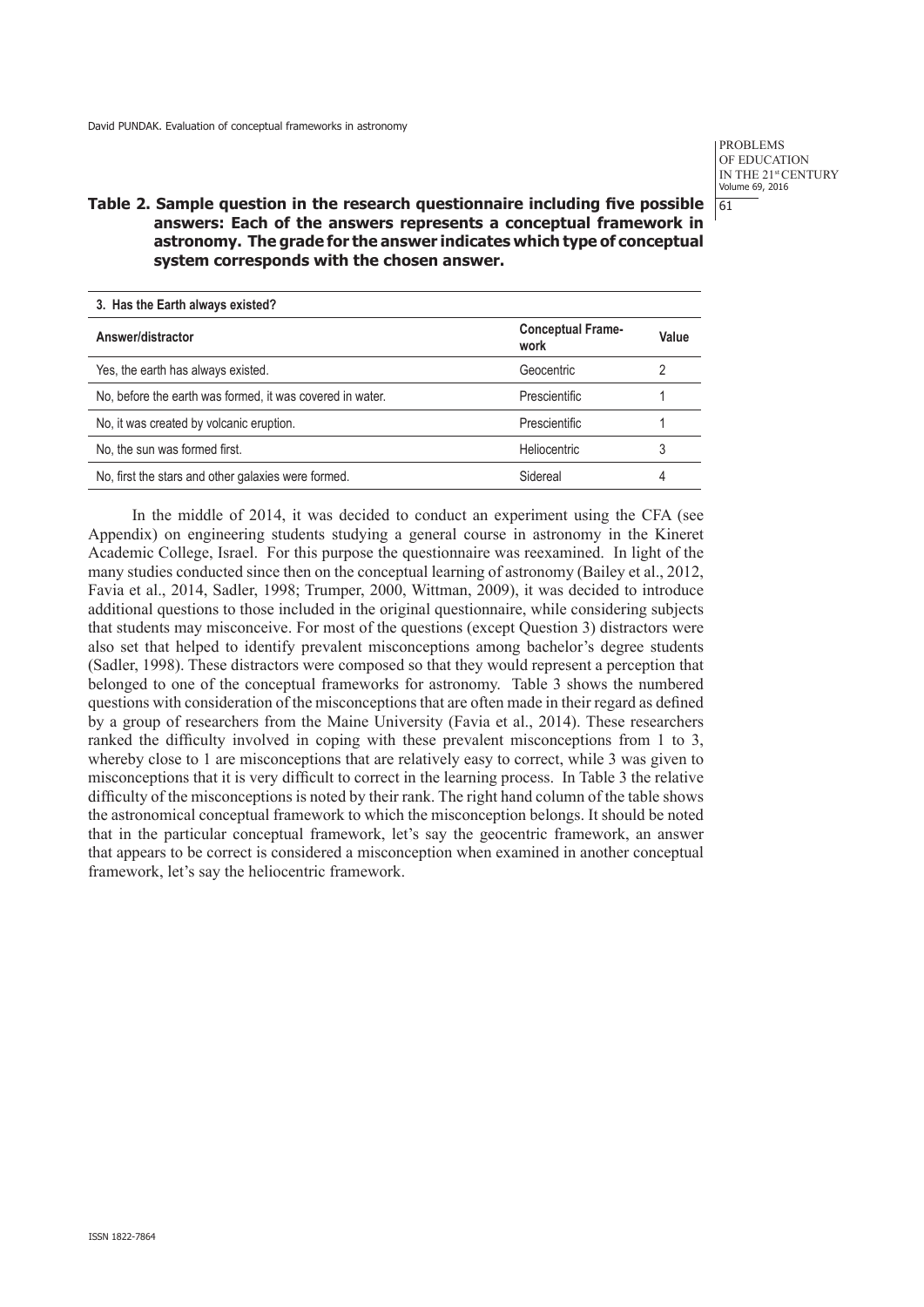**Table 2. Sample question in the research questionnaire including five possible answers: Each of the answers represents a conceptual framework in astronomy. The grade for the answer indicates which type of conceptual system corresponds with the chosen answer.**

| **3. Has the Earth always existed?** | | |
|---|---|---|
| **Answer/distractor** | **Conceptual Framework** | **Value** |
| Yes, the earth has always existed. | Geocentric | 2 |
| No, before the earth was formed, it was covered in water. | Prescientific | 1 |
| No, it was created by volcanic eruption. | Prescientific | 1 |
| No, the sun was formed first. | Heliocentric | 3 |
| No, first the stars and other galaxies were formed. | Sidereal | 4 |

In the middle of 2014, it was decided to conduct an experiment using the CFA (see Appendix) on engineering students studying a general course in astronomy in the Kineret Academic College, Israel. For this purpose the questionnaire was reexamined. In light of the many studies conducted since then on the conceptual learning of astronomy (Bailey et al., 2012, Favia et al., 2014, Sadler, 1998; Trumper, 2000, Wittman, 2009), it was decided to introduce additional questions to those included in the original questionnaire, while considering subjects that students may misconceive. For most of the questions (except Question 3) distractors were also set that helped to identify prevalent misconceptions among bachelor's degree students (Sadler, 1998). These distractors were composed so that they would represent a perception that belonged to one of the conceptual frameworks for astronomy. Table 3 shows the numbered questions with consideration of the misconceptions that are often made in their regard as defined by a group of researchers from the Maine University (Favia et al., 2014). These researchers ranked the difficulty involved in coping with these prevalent misconceptions from 1 to 3, whereby close to 1 are misconceptions that are relatively easy to correct, while 3 was given to misconceptions that it is very difficult to correct in the learning process. In Table 3 the relative difficulty of the misconceptions is noted by their rank. The right hand column of the table shows the astronomical conceptual framework to which the misconception belongs. It should be noted that in the particular conceptual framework, let's say the geocentric framework, an answer that appears to be correct is considered a misconception when examined in another conceptual framework, let's say the heliocentric framework.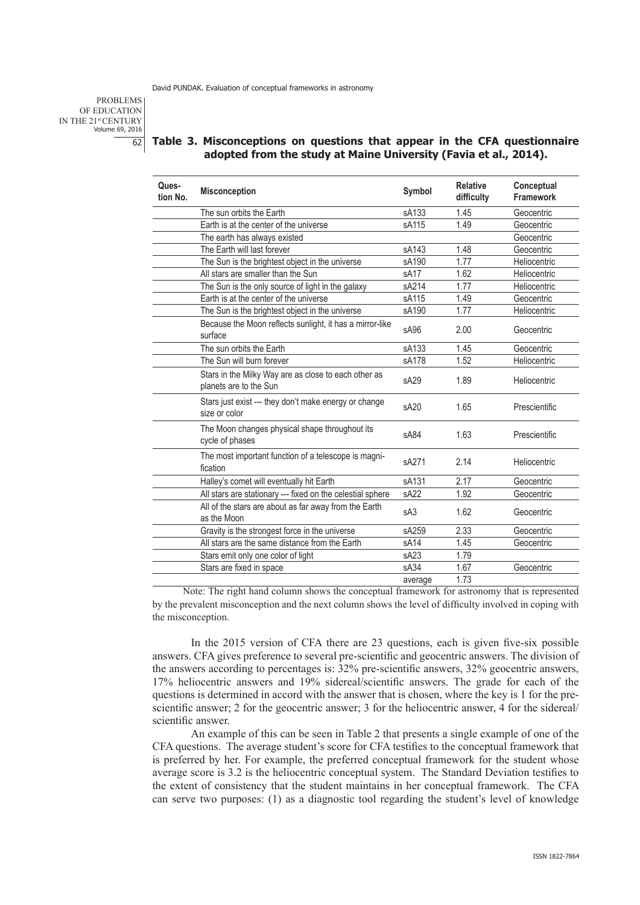### Table 3. Misconceptions on questions that appear in the CFA questionnaire adopted from the study at Maine University (Favia et al., 2014).

| Question No. | Misconception | Symbol | Relative difficulty | Conceptual Framework |
|---|---|---|---|---|
| | The sun orbits the Earth | sA133 | 1.45 | Geocentric |
| | Earth is at the center of the universe | sA115 | 1.49 | Geocentric |
| | The earth has always existed | | | Geocentric |
| | The Earth will last forever | sA143 | 1.48 | Geocentric |
| | The Sun is the brightest object in the universe | sA190 | 1.77 | Heliocentric |
| | All stars are smaller than the Sun | sA17 | 1.62 | Heliocentric |
| | The Sun is the only source of light in the galaxy | sA214 | 1.77 | Heliocentric |
| | Earth is at the center of the universe | sA115 | 1.49 | Geocentric |
| | The Sun is the brightest object in the universe | sA190 | 1.77 | Heliocentric |
| | Because the Moon reflects sunlight, it has a mirror-like surface | sA96 | 2.00 | Geocentric |
| | The sun orbits the Earth | sA133 | 1.45 | Geocentric |
| | The Sun will burn forever | sA178 | 1.52 | Heliocentric |
| | Stars in the Milky Way are as close to each other as planets are to the Sun | sA29 | 1.89 | Heliocentric |
| | Stars just exist --- they don't make energy or change size or color | sA20 | 1.65 | Prescientific |
| | The Moon changes physical shape throughout its cycle of phases | sA84 | 1.63 | Prescientific |
| | The most important function of a telescope is magnification | sA271 | 2.14 | Heliocentric |
| | Halley's comet will eventually hit Earth | sA131 | 2.17 | Geocentric |
| | All stars are stationary --- fixed on the celestial sphere | sA22 | 1.92 | Geocentric |
| | All of the stars are about as far away from the Earth as the Moon | sA3 | 1.62 | Geocentric |
| | Gravity is the strongest force in the universe | sA259 | 2.33 | Geocentric |
| | All stars are the same distance from the Earth | sA14 | 1.45 | Geocentric |
| | Stars emit only one color of light | sA23 | 1.79 | |
| | Stars are fixed in space | sA34 | 1.67 | Geocentric |
| | | average | 1.73 | |

Note: The right hand column shows the conceptual framework for astronomy that is represented by the prevalent misconception and the next column shows the level of difficulty involved in coping with the misconception.

In the 2015 version of CFA there are 23 questions, each is given five-six possible answers. CFA gives preference to several pre-scientific and geocentric answers. The division of the answers according to percentages is: 32% pre-scientific answers, 32% geocentric answers, 17% heliocentric answers and 19% sidereal/scientific answers. The grade for each of the questions is determined in accord with the answer that is chosen, where the key is 1 for the pre-scientific answer; 2 for the geocentric answer; 3 for the heliocentric answer, 4 for the sidereal/scientific answer.

An example of this can be seen in Table 2 that presents a single example of one of the CFA questions. The average student's score for CFA testifies to the conceptual framework that is preferred by her. For example, the preferred conceptual framework for the student whose average score is 3.2 is the heliocentric conceptual system. The Standard Deviation testifies to the extent of consistency that the student maintains in her conceptual framework. The CFA can serve two purposes: (1) as a diagnostic tool regarding the student's level of knowledge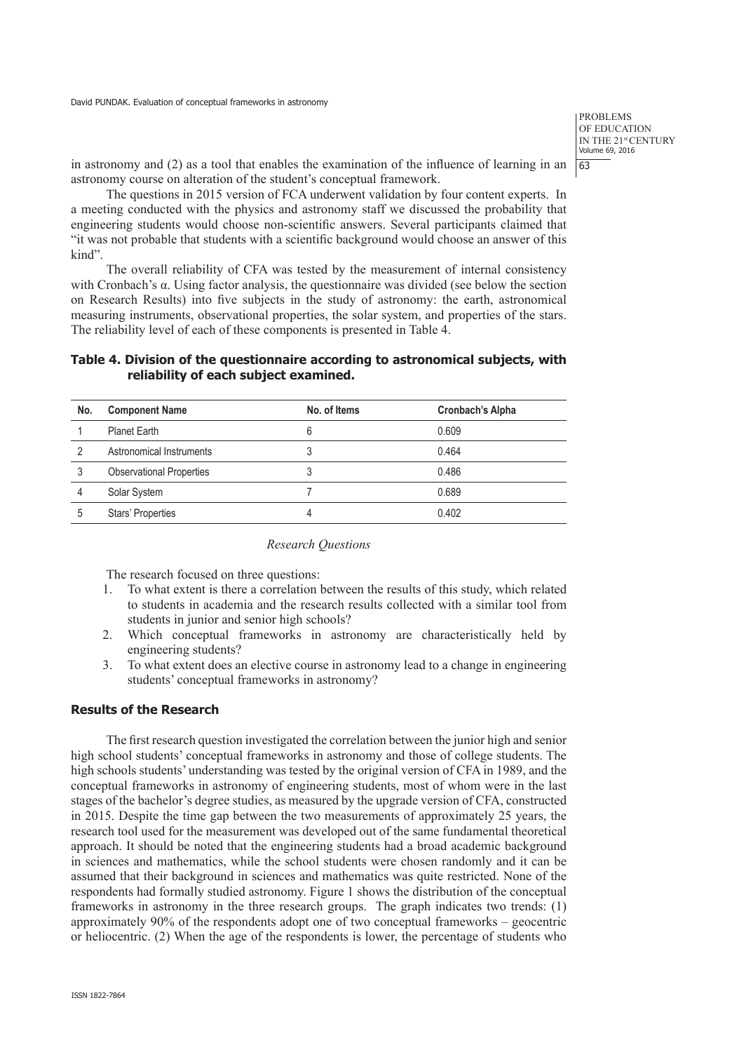in astronomy and (2) as a tool that enables the examination of the influence of learning in an astronomy course on alteration of the student's conceptual framework.

The questions in 2015 version of FCA underwent validation by four content experts. In a meeting conducted with the physics and astronomy staff we discussed the probability that engineering students would choose non-scientific answers. Several participants claimed that "it was not probable that students with a scientific background would choose an answer of this kind".

The overall reliability of CFA was tested by the measurement of internal consistency with Cronbach's α. Using factor analysis, the questionnaire was divided (see below the section on Research Results) into five subjects in the study of astronomy: the earth, astronomical measuring instruments, observational properties, the solar system, and properties of the stars. The reliability level of each of these components is presented in Table 4.

**Table 4. Division of the questionnaire according to astronomical subjects, with reliability of each subject examined.**

| No. | Component Name | No. of Items | Cronbach's Alpha |
|---|---|---|---|
| 1 | Planet Earth | 6 | 0.609 |
| 2 | Astronomical Instruments | 3 | 0.464 |
| 3 | Observational Properties | 3 | 0.486 |
| 4 | Solar System | 7 | 0.689 |
| 5 | Stars' Properties | 4 | 0.402 |

*Research Questions*

The research focused on three questions:

1. To what extent is there a correlation between the results of this study, which related to students in academia and the research results collected with a similar tool from students in junior and senior high schools?
2. Which conceptual frameworks in astronomy are characteristically held by engineering students?
3. To what extent does an elective course in astronomy lead to a change in engineering students' conceptual frameworks in astronomy?

## Results of the Research

The first research question investigated the correlation between the junior high and senior high school students' conceptual frameworks in astronomy and those of college students. The high schools students' understanding was tested by the original version of CFA in 1989, and the conceptual frameworks in astronomy of engineering students, most of whom were in the last stages of the bachelor's degree studies, as measured by the upgrade version of CFA, constructed in 2015. Despite the time gap between the two measurements of approximately 25 years, the research tool used for the measurement was developed out of the same fundamental theoretical approach. It should be noted that the engineering students had a broad academic background in sciences and mathematics, while the school students were chosen randomly and it can be assumed that their background in sciences and mathematics was quite restricted. None of the respondents had formally studied astronomy. Figure 1 shows the distribution of the conceptual frameworks in astronomy in the three research groups. The graph indicates two trends: (1) approximately 90% of the respondents adopt one of two conceptual frameworks – geocentric or heliocentric. (2) When the age of the respondents is lower, the percentage of students who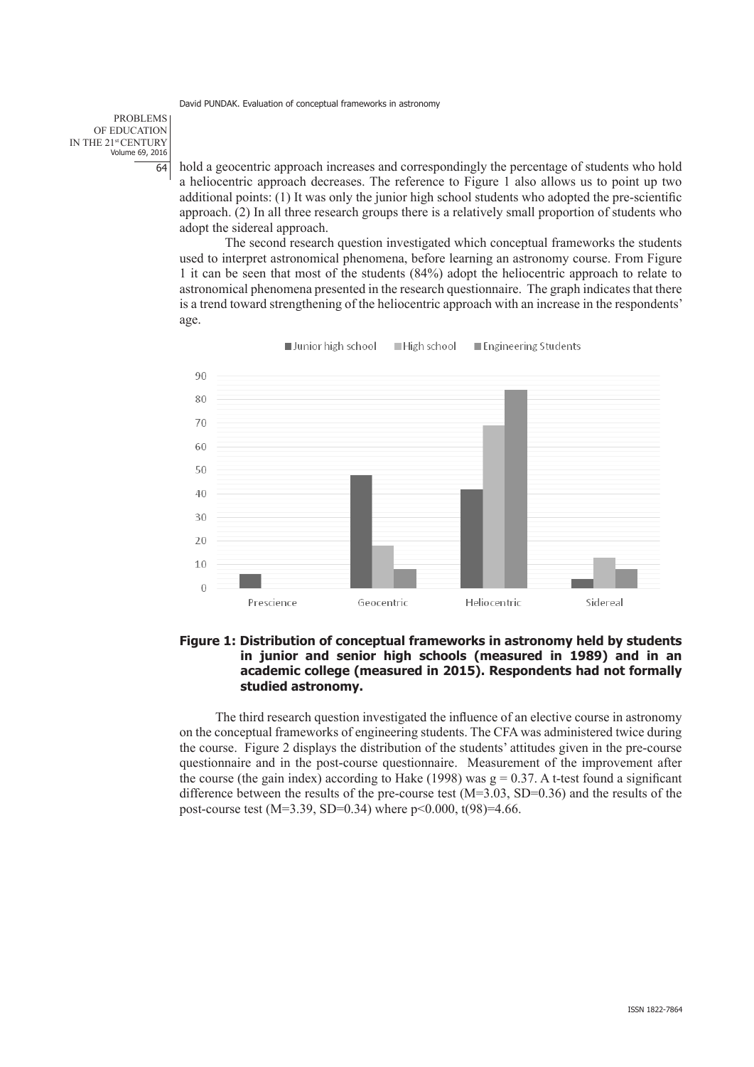hold a geocentric approach increases and correspondingly the percentage of students who hold a heliocentric approach decreases. The reference to Figure 1 also allows us to point up two additional points: (1) It was only the junior high school students who adopted the pre-scientific approach. (2) In all three research groups there is a relatively small proportion of students who adopt the sidereal approach.

The second research question investigated which conceptual frameworks the students used to interpret astronomical phenomena, before learning an astronomy course. From Figure 1 it can be seen that most of the students (84%) adopt the heliocentric approach to relate to astronomical phenomena presented in the research questionnaire. The graph indicates that there is a trend toward strengthening of the heliocentric approach with an increase in the respondents' age.

**Figure 1: Distribution of conceptual frameworks in astronomy held by students in junior and senior high schools (measured in 1989) and in an academic college (measured in 2015). Respondents had not formally studied astronomy.**

The third research question investigated the influence of an elective course in astronomy on the conceptual frameworks of engineering students. The CFA was administered twice during the course. Figure 2 displays the distribution of the students' attitudes given in the pre-course questionnaire and in the post-course questionnaire. Measurement of the improvement after the course (the gain index) according to Hake (1998) was $g = 0.37$. A t-test found a significant difference between the results of the pre-course test ($M=3.03$, $SD=0.36$) and the results of the post-course test ($M=3.39$, $SD=0.34$) where $p<0.000$, $t(98)=4.66$.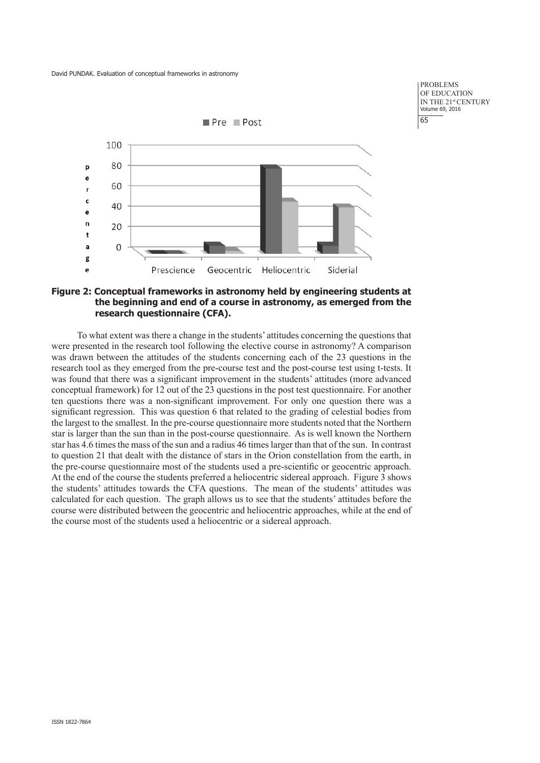**Figure 2: Conceptual frameworks in astronomy held by engineering students at the beginning and end of a course in astronomy, as emerged from the research questionnaire (CFA).**

To what extent was there a change in the students' attitudes concerning the questions that were presented in the research tool following the elective course in astronomy? A comparison was drawn between the attitudes of the students concerning each of the 23 questions in the research tool as they emerged from the pre-course test and the post-course test using t-tests. It was found that there was a significant improvement in the students' attitudes (more advanced conceptual framework) for 12 out of the 23 questions in the post test questionnaire. For another ten questions there was a non-significant improvement. For only one question there was a significant regression. This was question 6 that related to the grading of celestial bodies from the largest to the smallest. In the pre-course questionnaire more students noted that the Northern star is larger than the sun than in the post-course questionnaire. As is well known the Northern star has 4.6 times the mass of the sun and a radius 46 times larger than that of the sun. In contrast to question 21 that dealt with the distance of stars in the Orion constellation from the earth, in the pre-course questionnaire most of the students used a pre-scientific or geocentric approach. At the end of the course the students preferred a heliocentric sidereal approach. Figure 3 shows the students' attitudes towards the CFA questions. The mean of the students' attitudes was calculated for each question. The graph allows us to see that the students' attitudes before the course were distributed between the geocentric and heliocentric approaches, while at the end of the course most of the students used a heliocentric or a sidereal approach.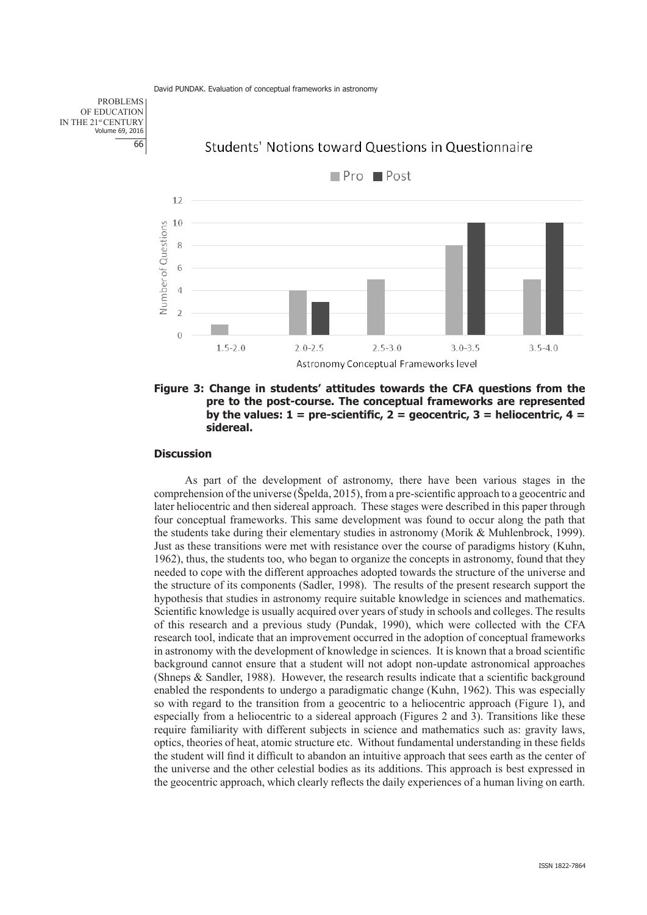**Figure 3: Change in students' attitudes towards the CFA questions from the pre to the post-course. The conceptual frameworks are represented by the values: 1 = pre-scientific, 2 = geocentric, 3 = heliocentric, 4 = sidereal.**

## Discussion

As part of the development of astronomy, there have been various stages in the comprehension of the universe (Špelda, 2015), from a pre-scientific approach to a geocentric and later heliocentric and then sidereal approach. These stages were described in this paper through four conceptual frameworks. This same development was found to occur along the path that the students take during their elementary studies in astronomy (Morik & Muhlenbrock, 1999). Just as these transitions were met with resistance over the course of paradigms history (Kuhn, 1962), thus, the students too, who began to organize the concepts in astronomy, found that they needed to cope with the different approaches adopted towards the structure of the universe and the structure of its components (Sadler, 1998). The results of the present research support the hypothesis that studies in astronomy require suitable knowledge in sciences and mathematics. Scientific knowledge is usually acquired over years of study in schools and colleges. The results of this research and a previous study (Pundak, 1990), which were collected with the CFA research tool, indicate that an improvement occurred in the adoption of conceptual frameworks in astronomy with the development of knowledge in sciences. It is known that a broad scientific background cannot ensure that a student will not adopt non-update astronomical approaches (Shneps & Sandler, 1988). However, the research results indicate that a scientific background enabled the respondents to undergo a paradigmatic change (Kuhn, 1962). This was especially so with regard to the transition from a geocentric to a heliocentric approach (Figure 1), and especially from a heliocentric to a sidereal approach (Figures 2 and 3). Transitions like these require familiarity with different subjects in science and mathematics such as: gravity laws, optics, theories of heat, atomic structure etc. Without fundamental understanding in these fields the student will find it difficult to abandon an intuitive approach that sees earth as the center of the universe and the other celestial bodies as its additions. This approach is best expressed in the geocentric approach, which clearly reflects the daily experiences of a human living on earth.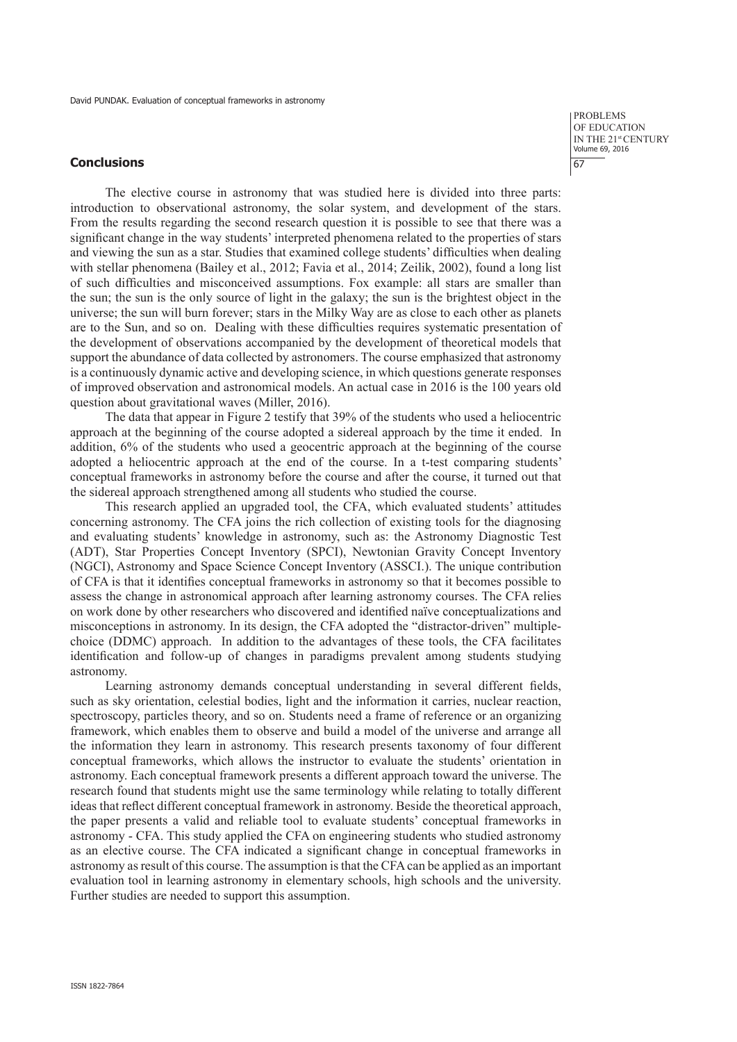## Conclusions

The elective course in astronomy that was studied here is divided into three parts: introduction to observational astronomy, the solar system, and development of the stars. From the results regarding the second research question it is possible to see that there was a significant change in the way students' interpreted phenomena related to the properties of stars and viewing the sun as a star. Studies that examined college students' difficulties when dealing with stellar phenomena (Bailey et al., 2012; Favia et al., 2014; Zeilik, 2002), found a long list of such difficulties and misconceived assumptions. Fox example: all stars are smaller than the sun; the sun is the only source of light in the galaxy; the sun is the brightest object in the universe; the sun will burn forever; stars in the Milky Way are as close to each other as planets are to the Sun, and so on. Dealing with these difficulties requires systematic presentation of the development of observations accompanied by the development of theoretical models that support the abundance of data collected by astronomers. The course emphasized that astronomy is a continuously dynamic active and developing science, in which questions generate responses of improved observation and astronomical models. An actual case in 2016 is the 100 years old question about gravitational waves (Miller, 2016).

The data that appear in Figure 2 testify that 39% of the students who used a heliocentric approach at the beginning of the course adopted a sidereal approach by the time it ended. In addition, 6% of the students who used a geocentric approach at the beginning of the course adopted a heliocentric approach at the end of the course. In a t-test comparing students' conceptual frameworks in astronomy before the course and after the course, it turned out that the sidereal approach strengthened among all students who studied the course.

This research applied an upgraded tool, the CFA, which evaluated students' attitudes concerning astronomy. The CFA joins the rich collection of existing tools for the diagnosing and evaluating students' knowledge in astronomy, such as: the Astronomy Diagnostic Test (ADT), Star Properties Concept Inventory (SPCI), Newtonian Gravity Concept Inventory (NGCI), Astronomy and Space Science Concept Inventory (ASSCI.). The unique contribution of CFA is that it identifies conceptual frameworks in astronomy so that it becomes possible to assess the change in astronomical approach after learning astronomy courses. The CFA relies on work done by other researchers who discovered and identified naïve conceptualizations and misconceptions in astronomy. In its design, the CFA adopted the "distractor-driven" multiple-choice (DDMC) approach. In addition to the advantages of these tools, the CFA facilitates identification and follow-up of changes in paradigms prevalent among students studying astronomy.

Learning astronomy demands conceptual understanding in several different fields, such as sky orientation, celestial bodies, light and the information it carries, nuclear reaction, spectroscopy, particles theory, and so on. Students need a frame of reference or an organizing framework, which enables them to observe and build a model of the universe and arrange all the information they learn in astronomy. This research presents taxonomy of four different conceptual frameworks, which allows the instructor to evaluate the students' orientation in astronomy. Each conceptual framework presents a different approach toward the universe. The research found that students might use the same terminology while relating to totally different ideas that reflect different conceptual framework in astronomy. Beside the theoretical approach, the paper presents a valid and reliable tool to evaluate students' conceptual frameworks in astronomy - CFA. This study applied the CFA on engineering students who studied astronomy as an elective course. The CFA indicated a significant change in conceptual frameworks in astronomy as result of this course. The assumption is that the CFA can be applied as an important evaluation tool in learning astronomy in elementary schools, high schools and the university. Further studies are needed to support this assumption.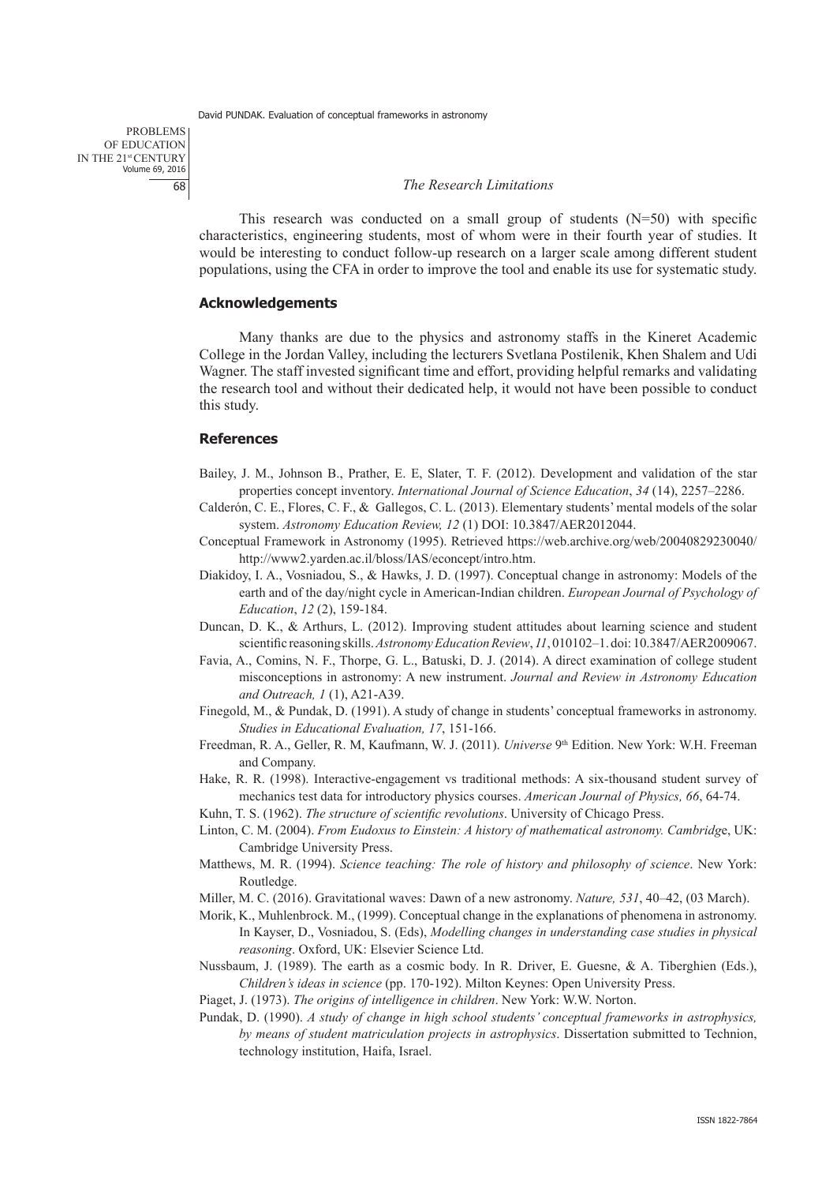*The Research Limitations*

This research was conducted on a small group of students (N=50) with specific characteristics, engineering students, most of whom were in their fourth year of studies. It would be interesting to conduct follow-up research on a larger scale among different student populations, using the CFA in order to improve the tool and enable its use for systematic study.

## Acknowledgements

Many thanks are due to the physics and astronomy staffs in the Kineret Academic College in the Jordan Valley, including the lecturers Svetlana Postilenik, Khen Shalem and Udi Wagner. The staff invested significant time and effort, providing helpful remarks and validating the research tool and without their dedicated help, it would not have been possible to conduct this study.

## References

Bailey, J. M., Johnson B., Prather, E. E, Slater, T. F. (2012). Development and validation of the star properties concept inventory. *International Journal of Science Education*, *34* (14), 2257–2286.

Calderón, C. E., Flores, C. F., & Gallegos, C. L. (2013). Elementary students' mental models of the solar system. *Astronomy Education Review, 12* (1) DOI: 10.3847/AER2012044.

Conceptual Framework in Astronomy (1995). Retrieved https://web.archive.org/web/20040829230040/http://www2.yarden.ac.il/bloss/IAS/econcept/intro.htm.

Diakidoy, I. A., Vosniadou, S., & Hawks, J. D. (1997). Conceptual change in astronomy: Models of the earth and of the day/night cycle in American-Indian children. *European Journal of Psychology of Education*, *12* (2), 159-184.

Duncan, D. K., & Arthurs, L. (2012). Improving student attitudes about learning science and student scientific reasoning skills. *Astronomy Education Review*, *11*, 010102–1. doi: 10.3847/AER2009067.

Favia, A., Comins, N. F., Thorpe, G. L., Batuski, D. J. (2014). A direct examination of college student misconceptions in astronomy: A new instrument. *Journal and Review in Astronomy Education and Outreach, 1* (1), A21-A39.

Finegold, M., & Pundak, D. (1991). A study of change in students' conceptual frameworks in astronomy. *Studies in Educational Evaluation, 17*, 151-166.

Freedman, R. A., Geller, R. M, Kaufmann, W. J. (2011). *Universe* 9th Edition. New York: W.H. Freeman and Company.

Hake, R. R. (1998). Interactive-engagement vs traditional methods: A six-thousand student survey of mechanics test data for introductory physics courses. *American Journal of Physics, 66*, 64-74.

Kuhn, T. S. (1962). *The structure of scientific revolutions*. University of Chicago Press.

Linton, C. M. (2004). *From Eudoxus to Einstein: A history of mathematical astronomy. Cambridg*e, UK: Cambridge University Press.

Matthews, M. R. (1994). *Science teaching: The role of history and philosophy of science*. New York: Routledge.

Miller, M. C. (2016). Gravitational waves: Dawn of a new astronomy. *Nature, 531*, 40–42, (03 March).

Morik, K., Muhlenbrock. M., (1999). Conceptual change in the explanations of phenomena in astronomy. In Kayser, D., Vosniadou, S. (Eds), *Modelling changes in understanding case studies in physical reasoning*. Oxford, UK: Elsevier Science Ltd.

Nussbaum, J. (1989). The earth as a cosmic body. In R. Driver, E. Guesne, & A. Tiberghien (Eds.), *Children's ideas in science* (pp. 170-192). Milton Keynes: Open University Press.

Piaget, J. (1973). *The origins of intelligence in children*. New York: W.W. Norton.

Pundak, D. (1990). *A study of change in high school students' conceptual frameworks in astrophysics, by means of student matriculation projects in astrophysics*. Dissertation submitted to Technion, technology institution, Haifa, Israel.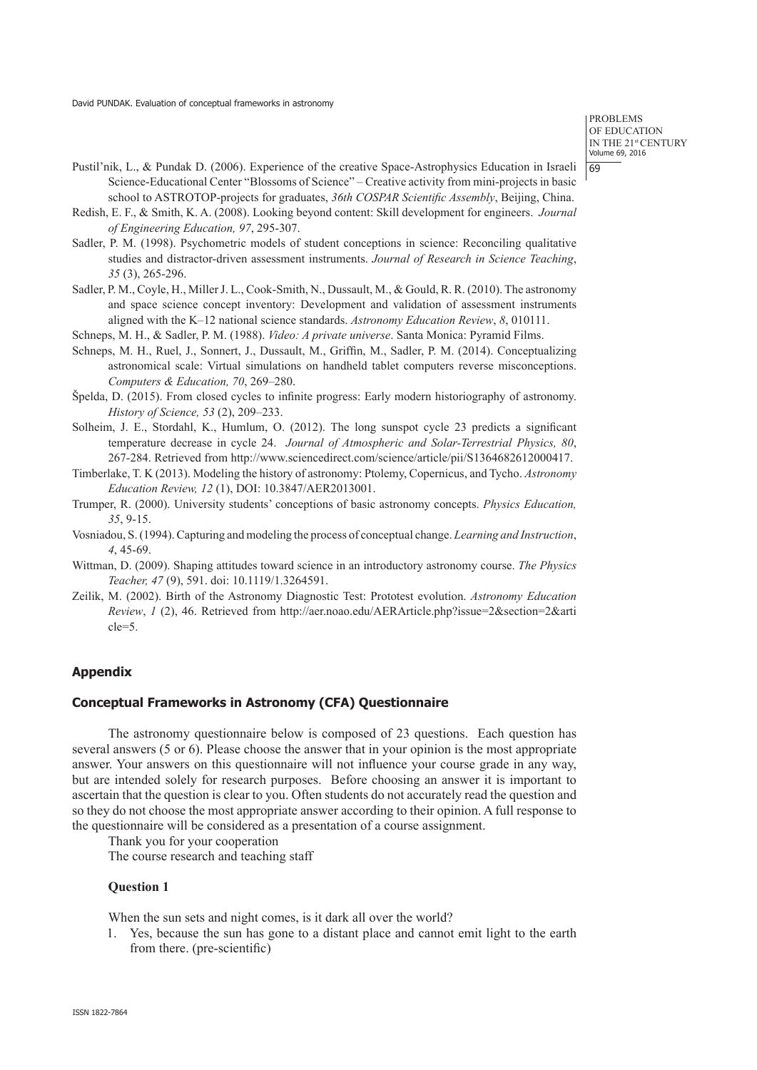Pustil'nik, L., & Pundak D. (2006). Experience of the creative Space-Astrophysics Education in Israeli Science-Educational Center "Blossoms of Science" – Creative activity from mini-projects in basic school to ASTROTOP-projects for graduates, *36th COSPAR Scientific Assembly*, Beijing, China.

Redish, E. F., & Smith, K. A. (2008). Looking beyond content: Skill development for engineers. *Journal of Engineering Education, 97*, 295-307.

Sadler, P. M. (1998). Psychometric models of student conceptions in science: Reconciling qualitative studies and distractor-driven assessment instruments. *Journal of Research in Science Teaching*, *35* (3), 265-296.

Sadler, P. M., Coyle, H., Miller J. L., Cook-Smith, N., Dussault, M., & Gould, R. R. (2010). The astronomy and space science concept inventory: Development and validation of assessment instruments aligned with the K–12 national science standards. *Astronomy Education Review*, *8*, 010111.

Schneps, M. H., & Sadler, P. M. (1988). *Video: A private universe*. Santa Monica: Pyramid Films.

Schneps, M. H., Ruel, J., Sonnert, J., Dussault, M., Griffin, M., Sadler, P. M. (2014). Conceptualizing astronomical scale: Virtual simulations on handheld tablet computers reverse misconceptions. *Computers & Education, 70*, 269–280.

Špelda, D. (2015). From closed cycles to infinite progress: Early modern historiography of astronomy. *History of Science, 53* (2), 209–233.

Solheim, J. E., Stordahl, K., Humlum, O. (2012). The long sunspot cycle 23 predicts a significant temperature decrease in cycle 24. *Journal of Atmospheric and Solar-Terrestrial Physics, 80*, 267-284. Retrieved from http://www.sciencedirect.com/science/article/pii/S1364682612000417.

Timberlake, T. K (2013). Modeling the history of astronomy: Ptolemy, Copernicus, and Tycho. *Astronomy Education Review, 12* (1), DOI: 10.3847/AER2013001.

Trumper, R. (2000). University students' conceptions of basic astronomy concepts. *Physics Education, 35*, 9-15.

Vosniadou, S. (1994). Capturing and modeling the process of conceptual change. *Learning and Instruction*, *4*, 45-69.

Wittman, D. (2009). Shaping attitudes toward science in an introductory astronomy course. *The Physics Teacher, 47* (9), 591. doi: 10.1119/1.3264591.

Zeilik, M. (2002). Birth of the Astronomy Diagnostic Test: Prototest evolution. *Astronomy Education Review*, *1* (2), 46. Retrieved from http://aer.noao.edu/AERArticle.php?issue=2&section=2&article=5.

## Appendix

### Conceptual Frameworks in Astronomy (CFA) Questionnaire

The astronomy questionnaire below is composed of 23 questions. Each question has several answers (5 or 6). Please choose the answer that in your opinion is the most appropriate answer. Your answers on this questionnaire will not influence your course grade in any way, but are intended solely for research purposes. Before choosing an answer it is important to ascertain that the question is clear to you. Often students do not accurately read the question and so they do not choose the most appropriate answer according to their opinion. A full response to the questionnaire will be considered as a presentation of a course assignment.

Thank you for your cooperation

The course research and teaching staff

**Question 1**

When the sun sets and night comes, is it dark all over the world?

1. Yes, because the sun has gone to a distant place and cannot emit light to the earth from there. (pre-scientific)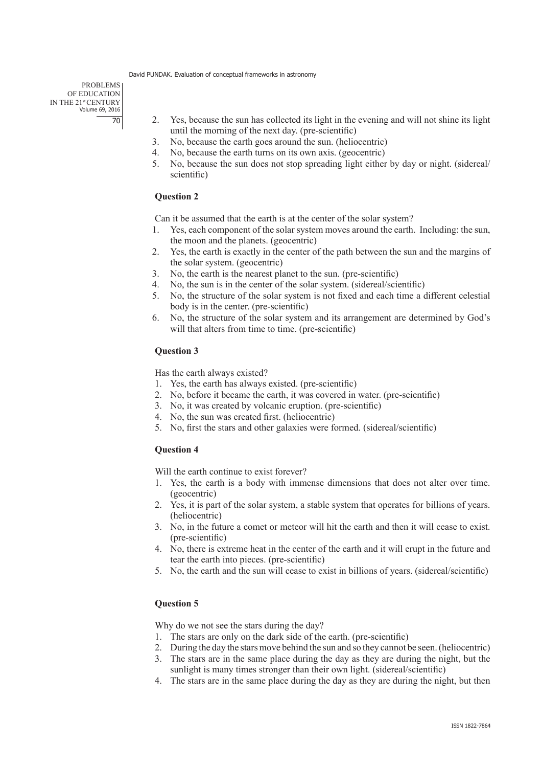2. Yes, because the sun has collected its light in the evening and will not shine its light until the morning of the next day. (pre-scientific)
3. No, because the earth goes around the sun. (heliocentric)
4. No, because the earth turns on its own axis. (geocentric)
5. No, because the sun does not stop spreading light either by day or night. (sidereal/scientific)

**Question 2**

Can it be assumed that the earth is at the center of the solar system?

1. Yes, each component of the solar system moves around the earth. Including: the sun, the moon and the planets. (geocentric)
2. Yes, the earth is exactly in the center of the path between the sun and the margins of the solar system. (geocentric)
3. No, the earth is the nearest planet to the sun. (pre-scientific)
4. No, the sun is in the center of the solar system. (sidereal/scientific)
5. No, the structure of the solar system is not fixed and each time a different celestial body is in the center. (pre-scientific)
6. No, the structure of the solar system and its arrangement are determined by God's will that alters from time to time. (pre-scientific)

**Question 3**

Has the earth always existed?

1. Yes, the earth has always existed. (pre-scientific)
2. No, before it became the earth, it was covered in water. (pre-scientific)
3. No, it was created by volcanic eruption. (pre-scientific)
4. No, the sun was created first. (heliocentric)
5. No, first the stars and other galaxies were formed. (sidereal/scientific)

**Question 4**

Will the earth continue to exist forever?

1. Yes, the earth is a body with immense dimensions that does not alter over time. (geocentric)
2. Yes, it is part of the solar system, a stable system that operates for billions of years. (heliocentric)
3. No, in the future a comet or meteor will hit the earth and then it will cease to exist. (pre-scientific)
4. No, there is extreme heat in the center of the earth and it will erupt in the future and tear the earth into pieces. (pre-scientific)
5. No, the earth and the sun will cease to exist in billions of years. (sidereal/scientific)

**Question 5**

Why do we not see the stars during the day?

1. The stars are only on the dark side of the earth. (pre-scientific)
2. During the day the stars move behind the sun and so they cannot be seen. (heliocentric)
3. The stars are in the same place during the day as they are during the night, but the sunlight is many times stronger than their own light. (sidereal/scientific)
4. The stars are in the same place during the day as they are during the night, but then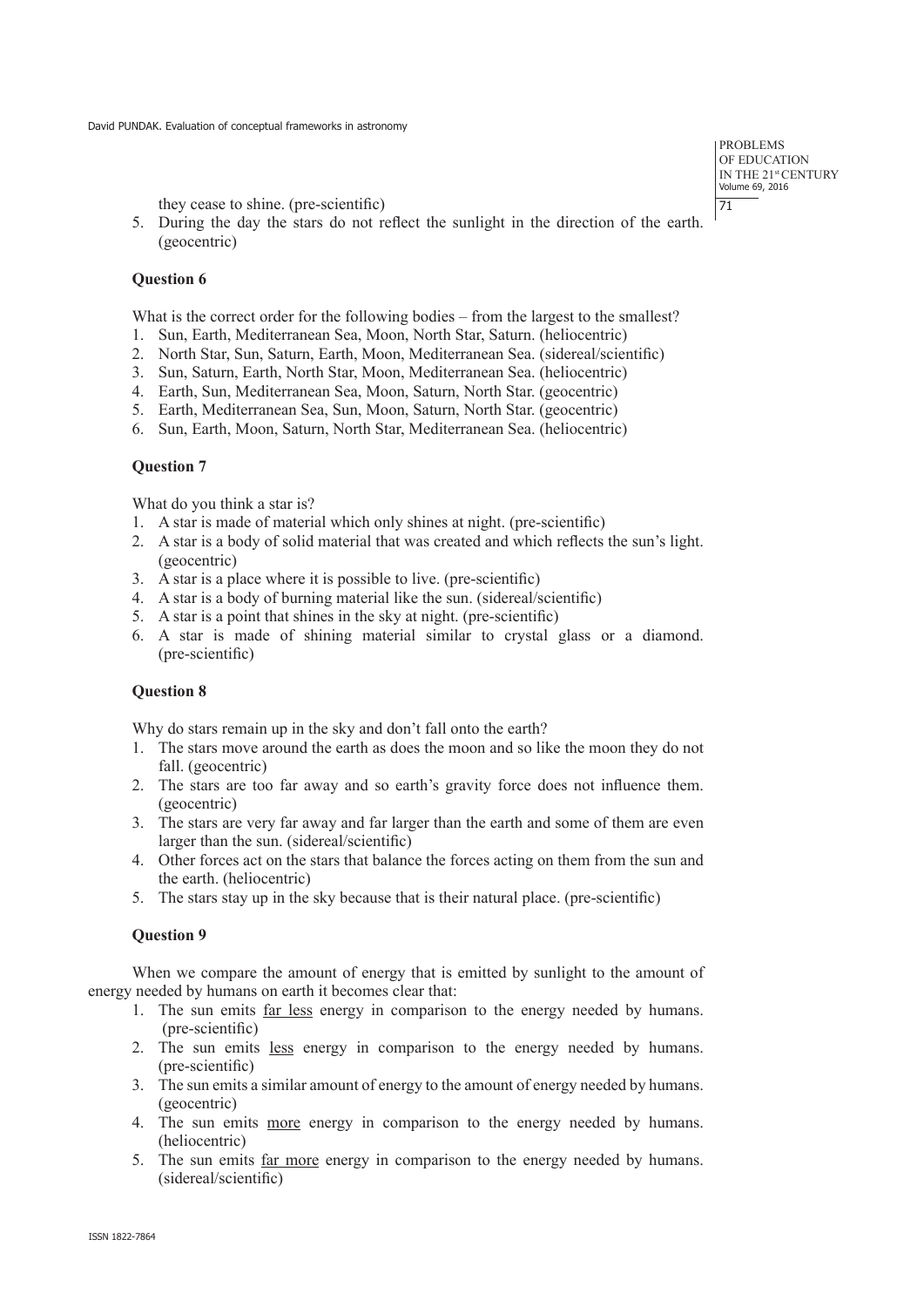they cease to shine. (pre-scientific)

5. During the day the stars do not reflect the sunlight in the direction of the earth. (geocentric)

**Question 6**

What is the correct order for the following bodies – from the largest to the smallest?

1. Sun, Earth, Mediterranean Sea, Moon, North Star, Saturn. (heliocentric)
2. North Star, Sun, Saturn, Earth, Moon, Mediterranean Sea. (sidereal/scientific)
3. Sun, Saturn, Earth, North Star, Moon, Mediterranean Sea. (heliocentric)
4. Earth, Sun, Mediterranean Sea, Moon, Saturn, North Star. (geocentric)
5. Earth, Mediterranean Sea, Sun, Moon, Saturn, North Star. (geocentric)
6. Sun, Earth, Moon, Saturn, North Star, Mediterranean Sea. (heliocentric)

**Question 7**

What do you think a star is?

1. A star is made of material which only shines at night. (pre-scientific)
2. A star is a body of solid material that was created and which reflects the sun's light. (geocentric)
3. A star is a place where it is possible to live. (pre-scientific)
4. A star is a body of burning material like the sun. (sidereal/scientific)
5. A star is a point that shines in the sky at night. (pre-scientific)
6. A star is made of shining material similar to crystal glass or a diamond. (pre-scientific)

**Question 8**

Why do stars remain up in the sky and don't fall onto the earth?

1. The stars move around the earth as does the moon and so like the moon they do not fall. (geocentric)
2. The stars are too far away and so earth's gravity force does not influence them. (geocentric)
3. The stars are very far away and far larger than the earth and some of them are even larger than the sun. (sidereal/scientific)
4. Other forces act on the stars that balance the forces acting on them from the sun and the earth. (heliocentric)
5. The stars stay up in the sky because that is their natural place. (pre-scientific)

**Question 9**

When we compare the amount of energy that is emitted by sunlight to the amount of energy needed by humans on earth it becomes clear that:

1. The sun emits far less energy in comparison to the energy needed by humans. (pre-scientific)
2. The sun emits less energy in comparison to the energy needed by humans. (pre-scientific)
3. The sun emits a similar amount of energy to the amount of energy needed by humans. (geocentric)
4. The sun emits more energy in comparison to the energy needed by humans. (heliocentric)
5. The sun emits far more energy in comparison to the energy needed by humans. (sidereal/scientific)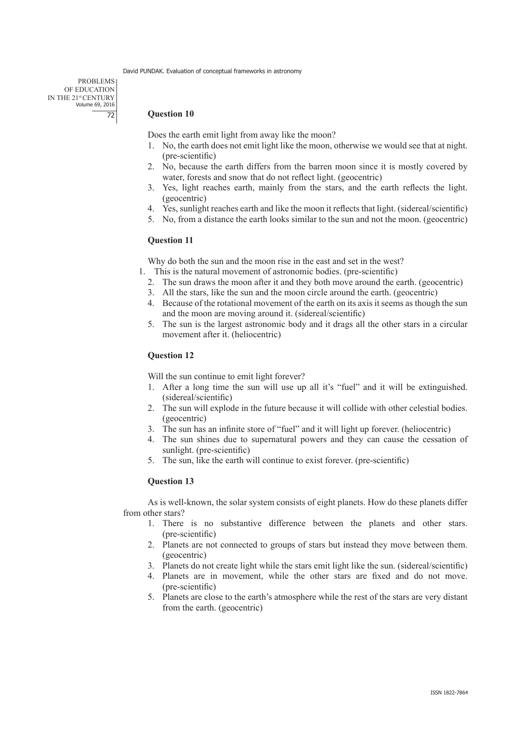**Question 10**

Does the earth emit light from away like the moon?

1. No, the earth does not emit light like the moon, otherwise we would see that at night. (pre-scientific)
2. No, because the earth differs from the barren moon since it is mostly covered by water, forests and snow that do not reflect light. (geocentric)
3. Yes, light reaches earth, mainly from the stars, and the earth reflects the light. (geocentric)
4. Yes, sunlight reaches earth and like the moon it reflects that light. (sidereal/scientific)
5. No, from a distance the earth looks similar to the sun and not the moon. (geocentric)

**Question 11**

Why do both the sun and the moon rise in the east and set in the west?

1. This is the natural movement of astronomic bodies. (pre-scientific)
2. The sun draws the moon after it and they both move around the earth. (geocentric)
3. All the stars, like the sun and the moon circle around the earth. (geocentric)
4. Because of the rotational movement of the earth on its axis it seems as though the sun and the moon are moving around it. (sidereal/scientific)
5. The sun is the largest astronomic body and it drags all the other stars in a circular movement after it. (heliocentric)

**Question 12**

Will the sun continue to emit light forever?

1. After a long time the sun will use up all it's "fuel" and it will be extinguished. (sidereal/scientific)
2. The sun will explode in the future because it will collide with other celestial bodies. (geocentric)
3. The sun has an infinite store of "fuel" and it will light up forever. (heliocentric)
4. The sun shines due to supernatural powers and they can cause the cessation of sunlight. (pre-scientific)
5. The sun, like the earth will continue to exist forever. (pre-scientific)

**Question 13**

As is well-known, the solar system consists of eight planets. How do these planets differ from other stars?

1. There is no substantive difference between the planets and other stars. (pre-scientific)
2. Planets are not connected to groups of stars but instead they move between them. (geocentric)
3. Planets do not create light while the stars emit light like the sun. (sidereal/scientific)
4. Planets are in movement, while the other stars are fixed and do not move. (pre-scientific)
5. Planets are close to the earth's atmosphere while the rest of the stars are very distant from the earth. (geocentric)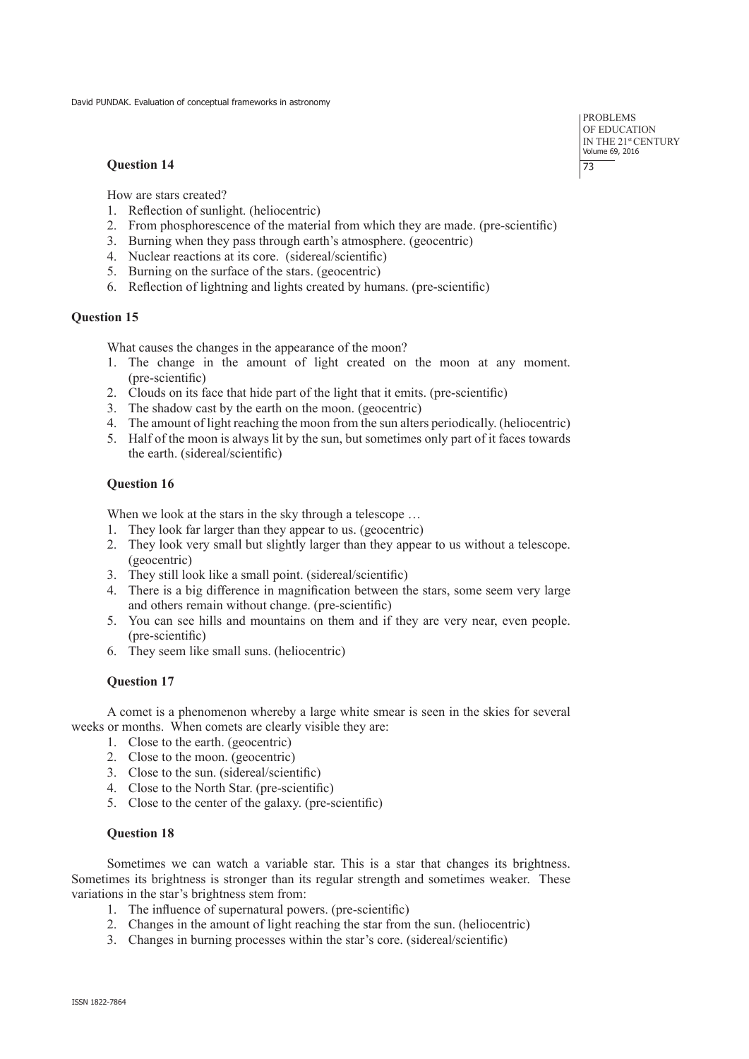**Question 14**

How are stars created?

1. Reflection of sunlight. (heliocentric)
2. From phosphorescence of the material from which they are made. (pre-scientific)
3. Burning when they pass through earth's atmosphere. (geocentric)
4. Nuclear reactions at its core. (sidereal/scientific)
5. Burning on the surface of the stars. (geocentric)
6. Reflection of lightning and lights created by humans. (pre-scientific)

**Question 15**

What causes the changes in the appearance of the moon?

1. The change in the amount of light created on the moon at any moment. (pre-scientific)
2. Clouds on its face that hide part of the light that it emits. (pre-scientific)
3. The shadow cast by the earth on the moon. (geocentric)
4. The amount of light reaching the moon from the sun alters periodically. (heliocentric)
5. Half of the moon is always lit by the sun, but sometimes only part of it faces towards the earth. (sidereal/scientific)

**Question 16**

When we look at the stars in the sky through a telescope …

1. They look far larger than they appear to us. (geocentric)
2. They look very small but slightly larger than they appear to us without a telescope. (geocentric)
3. They still look like a small point. (sidereal/scientific)
4. There is a big difference in magnification between the stars, some seem very large and others remain without change. (pre-scientific)
5. You can see hills and mountains on them and if they are very near, even people. (pre-scientific)
6. They seem like small suns. (heliocentric)

**Question 17**

A comet is a phenomenon whereby a large white smear is seen in the skies for several weeks or months. When comets are clearly visible they are:

1. Close to the earth. (geocentric)
2. Close to the moon. (geocentric)
3. Close to the sun. (sidereal/scientific)
4. Close to the North Star. (pre-scientific)
5. Close to the center of the galaxy. (pre-scientific)

**Question 18**

Sometimes we can watch a variable star. This is a star that changes its brightness. Sometimes its brightness is stronger than its regular strength and sometimes weaker. These variations in the star's brightness stem from:

1. The influence of supernatural powers. (pre-scientific)
2. Changes in the amount of light reaching the star from the sun. (heliocentric)
3. Changes in burning processes within the star's core. (sidereal/scientific)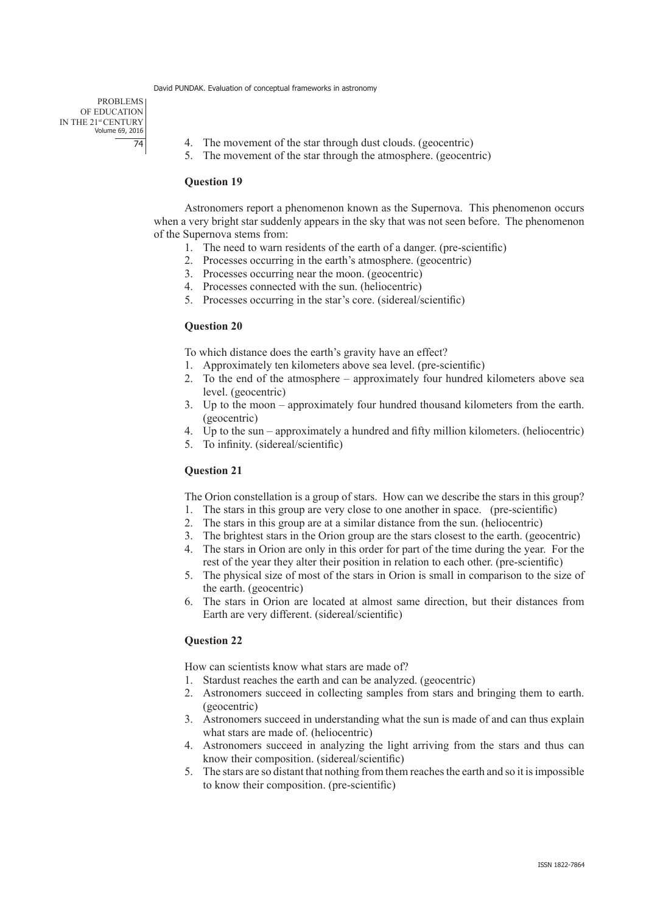4. The movement of the star through dust clouds. (geocentric)
5. The movement of the star through the atmosphere. (geocentric)

**Question 19**

Astronomers report a phenomenon known as the Supernova. This phenomenon occurs when a very bright star suddenly appears in the sky that was not seen before. The phenomenon of the Supernova stems from:

1. The need to warn residents of the earth of a danger. (pre-scientific)
2. Processes occurring in the earth's atmosphere. (geocentric)
3. Processes occurring near the moon. (geocentric)
4. Processes connected with the sun. (heliocentric)
5. Processes occurring in the star's core. (sidereal/scientific)

**Question 20**

To which distance does the earth's gravity have an effect?

1. Approximately ten kilometers above sea level. (pre-scientific)
2. To the end of the atmosphere – approximately four hundred kilometers above sea level. (geocentric)
3. Up to the moon – approximately four hundred thousand kilometers from the earth. (geocentric)
4. Up to the sun – approximately a hundred and fifty million kilometers. (heliocentric)
5. To infinity. (sidereal/scientific)

**Question 21**

The Orion constellation is a group of stars. How can we describe the stars in this group?

1. The stars in this group are very close to one another in space. (pre-scientific)
2. The stars in this group are at a similar distance from the sun. (heliocentric)
3. The brightest stars in the Orion group are the stars closest to the earth. (geocentric)
4. The stars in Orion are only in this order for part of the time during the year. For the rest of the year they alter their position in relation to each other. (pre-scientific)
5. The physical size of most of the stars in Orion is small in comparison to the size of the earth. (geocentric)
6. The stars in Orion are located at almost same direction, but their distances from Earth are very different. (sidereal/scientific)

**Question 22**

How can scientists know what stars are made of?

1. Stardust reaches the earth and can be analyzed. (geocentric)
2. Astronomers succeed in collecting samples from stars and bringing them to earth. (geocentric)
3. Astronomers succeed in understanding what the sun is made of and can thus explain what stars are made of. (heliocentric)
4. Astronomers succeed in analyzing the light arriving from the stars and thus can know their composition. (sidereal/scientific)
5. The stars are so distant that nothing from them reaches the earth and so it is impossible to know their composition. (pre-scientific)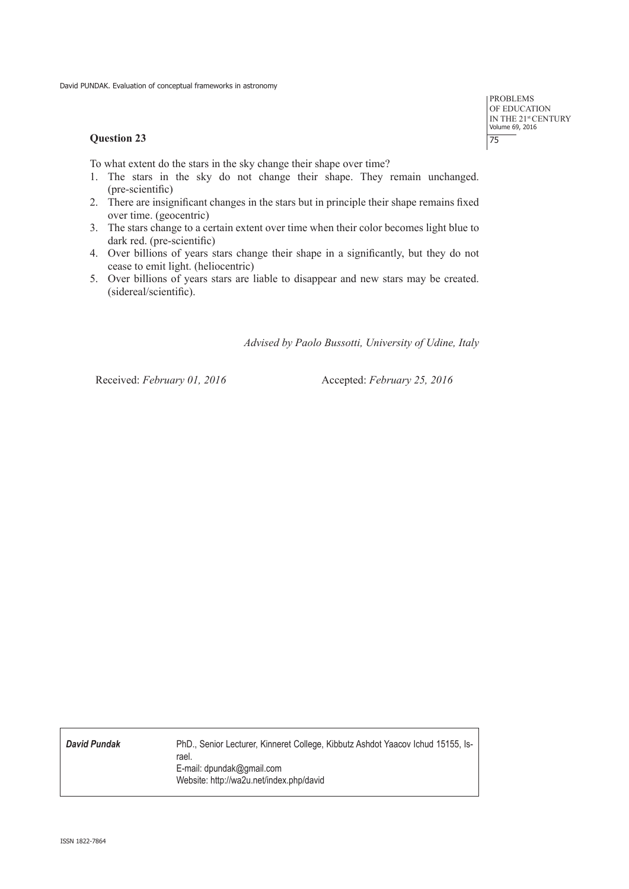**Question 23**

To what extent do the stars in the sky change their shape over time?

1. The stars in the sky do not change their shape. They remain unchanged. (pre-scientific)
2. There are insignificant changes in the stars but in principle their shape remains fixed over time. (geocentric)
3. The stars change to a certain extent over time when their color becomes light blue to dark red. (pre-scientific)
4. Over billions of years stars change their shape in a significantly, but they do not cease to emit light. (heliocentric)
5. Over billions of years stars are liable to disappear and new stars may be created. (sidereal/scientific).

*Advised by Paolo Bussotti, University of Udine, Italy*

Received: *February 01, 2016* Accepted: *February 25, 2016*

| | |
|---|---|
| ***David Pundak*** | PhD., Senior Lecturer, Kinneret College, Kibbutz Ashdot Yaacov Ichud 15155, Israel.<br>E-mail: dpundak@gmail.com<br>Website: http://wa2u.net/index.php/david |